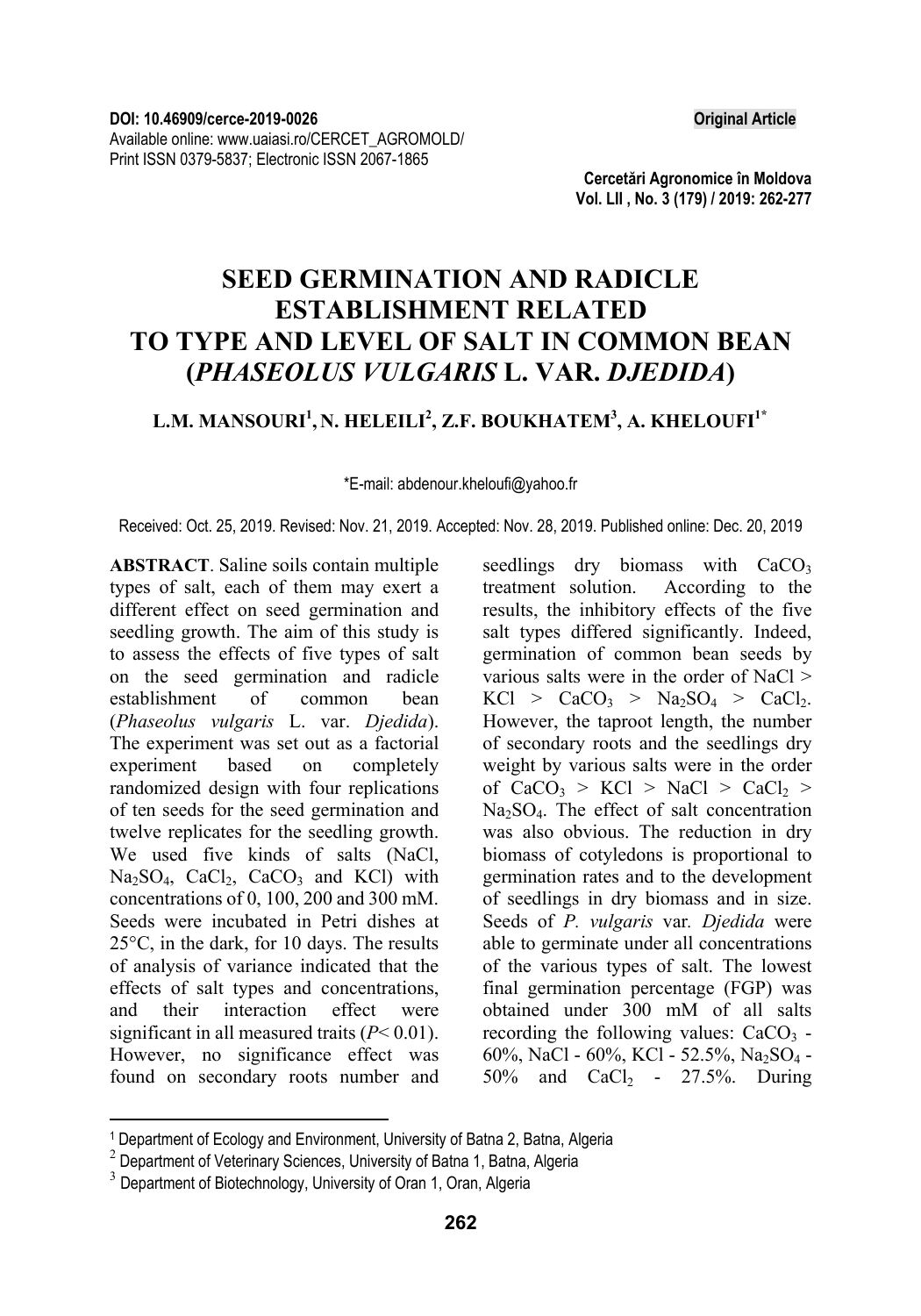DOI: 10.46909/cerce-2019-0026

**Original Article**

Available online: www.uaiasi.ro/CERCET_AGROMOLD/
Print ISSN 0379-5837; Electronic ISSN 2067-1865

**Cercetări Agronomice în Moldova**
**Vol. LII , No. 3 (179) / 2019: 262-277**

# SEED GERMINATION AND RADICLE ESTABLISHMENT RELATED TO TYPE AND LEVEL OF SALT IN COMMON BEAN (*PHASEOLUS VULGARIS* L. VAR. *DJEDIDA*)

**L.M. MANSOURI[1], N. HELEILI[2], Z.F. BOUKHATEM[3], A. KHELOUFI[1*]**

*E-mail: abdenour.kheloufi@yahoo.fr

Received: Oct. 25, 2019. Revised: Nov. 21, 2019. Accepted: Nov. 28, 2019. Published online: Dec. 20, 2019

**ABSTRACT**. Saline soils contain multiple types of salt, each of them may exert a different effect on seed germination and seedling growth. The aim of this study is to assess the effects of five types of salt on the seed germination and radicle establishment of common bean (*Phaseolus vulgaris* L. var. *Djedida*). The experiment was set out as a factorial experiment based on completely randomized design with four replications of ten seeds for the seed germination and twelve replicates for the seedling growth. We used five kinds of salts (NaCl, $Na_2SO_4$, $CaCl_2$, $CaCO_3$ and KCl) with concentrations of 0, 100, 200 and 300 mM. Seeds were incubated in Petri dishes at 25°C, in the dark, for 10 days. The results of analysis of variance indicated that the effects of salt types and concentrations, and their interaction effect were significant in all measured traits ($P< 0.01$). However, no significance effect was found on secondary roots number and seedlings dry biomass with $CaCO_3$ treatment solution. According to the results, the inhibitory effects of the five salt types differed significantly. Indeed, germination of common bean seeds by various salts were in the order of NaCl > KCl > $CaCO_3$ > $Na_2SO_4$ > $CaCl_2$. However, the taproot length, the number of secondary roots and the seedlings dry weight by various salts were in the order of $CaCO_3$ > KCl > NaCl > $CaCl_2$ > $Na_2SO_4$. The effect of salt concentration was also obvious. The reduction in dry biomass of cotyledons is proportional to germination rates and to the development of seedlings in dry biomass and in size. Seeds of *P. vulgaris* var. *Djedida* were able to germinate under all concentrations of the various types of salt. The lowest final germination percentage (FGP) was obtained under 300 mM of all salts recording the following values: $CaCO_3$ - 60%, NaCl - 60%, KCl - 52.5%, $Na_2SO_4$ - 50% and $CaCl_2$ - 27.5%. During

[1] Department of Ecology and Environment, University of Batna 2, Batna, Algeria
[2] Department of Veterinary Sciences, University of Batna 1, Batna, Algeria
[3] Department of Biotechnology, University of Oran 1, Oran, Algeria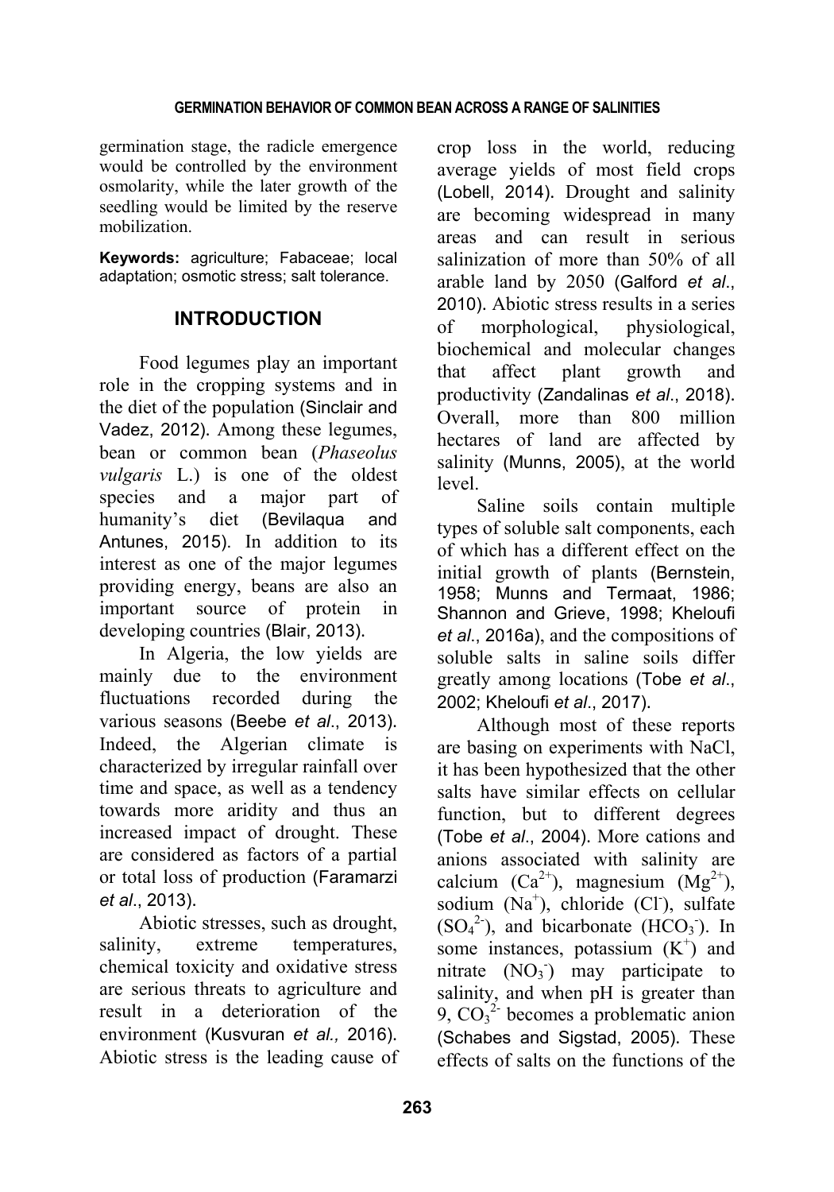germination stage, the radicle emergence would be controlled by the environment osmolarity, while the later growth of the seedling would be limited by the reserve mobilization.

**Keywords:** agriculture; Fabaceae; local adaptation; osmotic stress; salt tolerance.

## INTRODUCTION

Food legumes play an important role in the cropping systems and in the diet of the population (Sinclair and Vadez, 2012). Among these legumes, bean or common bean (*Phaseolus vulgaris* L.) is one of the oldest species and a major part of humanity's diet (Bevilaqua and Antunes, 2015). In addition to its interest as one of the major legumes providing energy, beans are also an important source of protein in developing countries (Blair, 2013).

In Algeria, the low yields are mainly due to the environment fluctuations recorded during the various seasons (Beebe *et al*., 2013). Indeed, the Algerian climate is characterized by irregular rainfall over time and space, as well as a tendency towards more aridity and thus an increased impact of drought. These are considered as factors of a partial or total loss of production (Faramarzi *et al*., 2013).

Abiotic stresses, such as drought, salinity, extreme temperatures, chemical toxicity and oxidative stress are serious threats to agriculture and result in a deterioration of the environment (Kusvuran *et al.,* 2016). Abiotic stress is the leading cause of crop loss in the world, reducing average yields of most field crops (Lobell, 2014). Drought and salinity are becoming widespread in many areas and can result in serious salinization of more than 50% of all arable land by 2050 (Galford *et al*., 2010). Abiotic stress results in a series of morphological, physiological, biochemical and molecular changes that affect plant growth and productivity (Zandalinas *et al*., 2018). Overall, more than 800 million hectares of land are affected by salinity (Munns, 2005), at the world level.

Saline soils contain multiple types of soluble salt components, each of which has a different effect on the initial growth of plants (Bernstein, 1958; Munns and Termaat, 1986; Shannon and Grieve, 1998; Kheloufi *et al*., 2016a), and the compositions of soluble salts in saline soils differ greatly among locations (Tobe *et al*., 2002; Kheloufi *et al*., 2017).

Although most of these reports are basing on experiments with NaCl, it has been hypothesized that the other salts have similar effects on cellular function, but to different degrees (Tobe *et al*., 2004). More cations and anions associated with salinity are calcium ($Ca^{2+}$), magnesium ($Mg^{2+}$), sodium ($Na^{+}$), chloride ($Cl^{-}$), sulfate ($SO_4^{2-}$), and bicarbonate ($HCO_3^{-}$). In some instances, potassium ($K^{+}$) and nitrate ($NO_3^{-}$) may participate to salinity, and when pH is greater than 9, $CO_3^{2-}$ becomes a problematic anion (Schabes and Sigstad, 2005). These effects of salts on the functions of the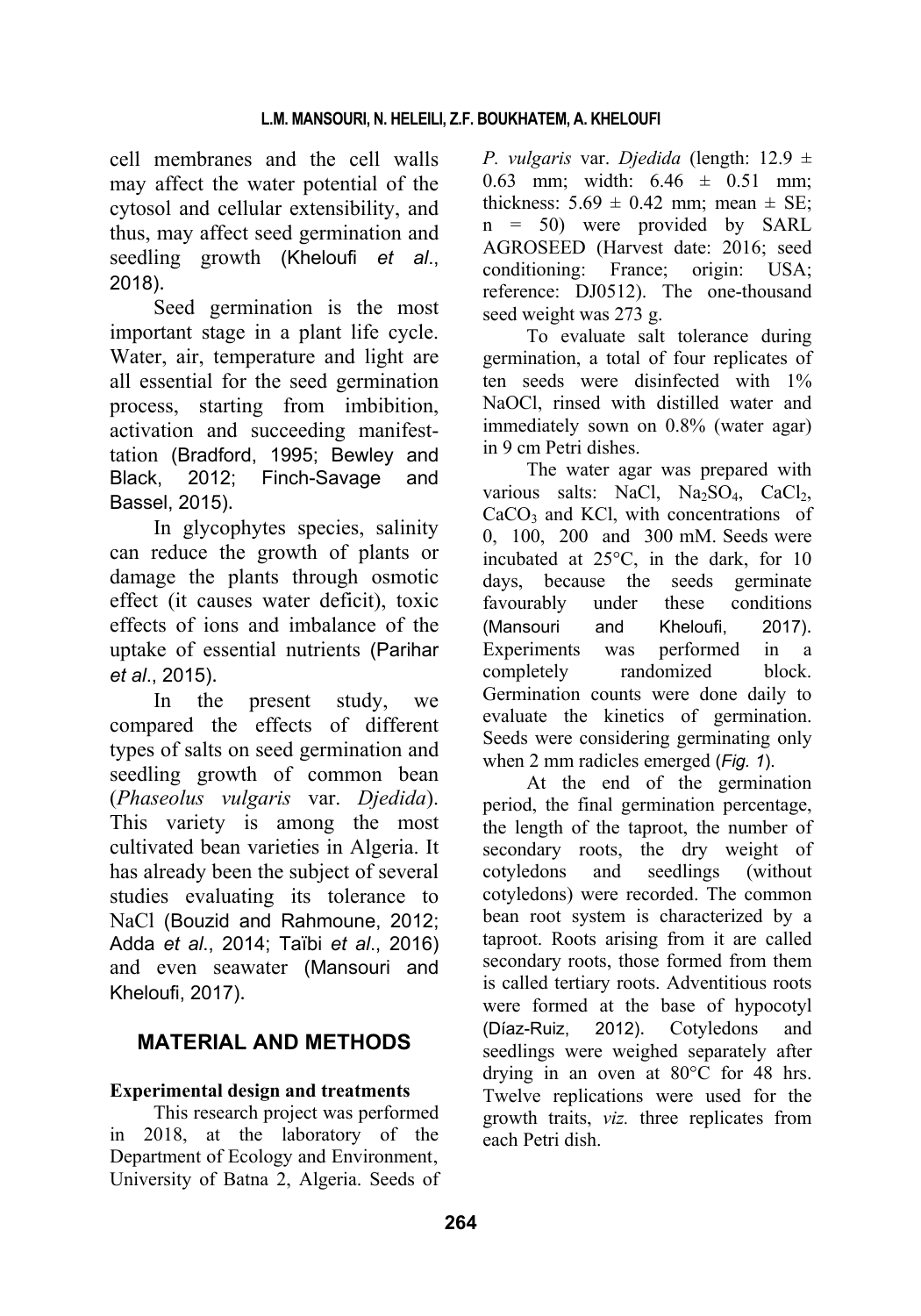cell membranes and the cell walls may affect the water potential of the cytosol and cellular extensibility, and thus, may affect seed germination and seedling growth (Kheloufi *et al*., 2018).

Seed germination is the most important stage in a plant life cycle. Water, air, temperature and light are all essential for the seed germination process, starting from imbibition, activation and succeeding manifesttation (Bradford, 1995; Bewley and Black, 2012; Finch-Savage and Bassel, 2015).

In glycophytes species, salinity can reduce the growth of plants or damage the plants through osmotic effect (it causes water deficit), toxic effects of ions and imbalance of the uptake of essential nutrients (Parihar *et al*., 2015).

In the present study, we compared the effects of different types of salts on seed germination and seedling growth of common bean (*Phaseolus vulgaris* var. *Djedida*). This variety is among the most cultivated bean varieties in Algeria. It has already been the subject of several studies evaluating its tolerance to NaCl (Bouzid and Rahmoune, 2012; Adda *et al*., 2014; Taïbi *et al*., 2016) and even seawater (Mansouri and Kheloufi, 2017).

## MATERIAL AND METHODS

### Experimental design and treatments

This research project was performed in 2018, at the laboratory of the Department of Ecology and Environment, University of Batna 2, Algeria. Seeds of *P. vulgaris* var. *Djedida* (length: 12.9 ± 0.63 mm; width: 6.46 ± 0.51 mm; thickness: 5.69 ± 0.42 mm; mean ± SE; n = 50) were provided by SARL AGROSEED (Harvest date: 2016; seed conditioning: France; origin: USA; reference: DJ0512). The one-thousand seed weight was 273 g.

To evaluate salt tolerance during germination, a total of four replicates of ten seeds were disinfected with 1% NaOCl, rinsed with distilled water and immediately sown on 0.8% (water agar) in 9 cm Petri dishes.

The water agar was prepared with various salts: NaCl, $Na_2SO_4$, $CaCl_2$, $CaCO_3$ and KCl, with concentrations of 0, 100, 200 and 300 mM. Seeds were incubated at 25°C, in the dark, for 10 days, because the seeds germinate favourably under these conditions (Mansouri and Kheloufi, 2017). Experiments was performed in a completely randomized block. Germination counts were done daily to evaluate the kinetics of germination. Seeds were considering germinating only when 2 mm radicles emerged (*Fig. 1*).

At the end of the germination period, the final germination percentage, the length of the taproot, the number of secondary roots, the dry weight of cotyledons and seedlings (without cotyledons) were recorded. The common bean root system is characterized by a taproot. Roots arising from it are called secondary roots, those formed from them is called tertiary roots. Adventitious roots were formed at the base of hypocotyl (Díaz-Ruiz, 2012). Cotyledons and seedlings were weighed separately after drying in an oven at 80°C for 48 hrs. Twelve replications were used for the growth traits, *viz.* three replicates from each Petri dish.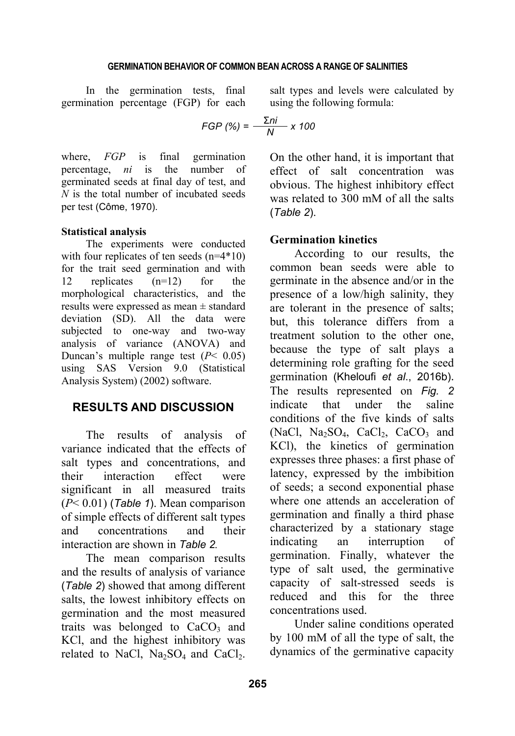In the germination tests, final germination percentage (FGP) for each salt types and levels were calculated by using the following formula:

$$FGP\ (\%) = \frac{\Sigma ni}{N} \times 100$$

where, *FGP* is final germination percentage, *ni* is the number of germinated seeds at final day of test, and *N* is the total number of incubated seeds per test (Côme, 1970).

**Statistical analysis**

The experiments were conducted with four replicates of ten seeds (n=4*10) for the trait seed germination and with 12 replicates (n=12) for the morphological characteristics, and the results were expressed as mean ± standard deviation (SD). All the data were subjected to one-way and two-way analysis of variance (ANOVA) and Duncan's multiple range test ($P< 0.05$) using SAS Version 9.0 (Statistical Analysis System) (2002) software.

## RESULTS AND DISCUSSION

The results of analysis of variance indicated that the effects of salt types and concentrations, and their interaction effect were significant in all measured traits ($P< 0.01$) (*Table 1*). Mean comparison of simple effects of different salt types and concentrations and their interaction are shown in *Table 2*.

The mean comparison results and the results of analysis of variance (*Table 2*) showed that among different salts, the lowest inhibitory effects on germination and the most measured traits was belonged to $CaCO_3$ and KCl, and the highest inhibitory was related to NaCl, $Na_2SO_4$ and $CaCl_2$. On the other hand, it is important that effect of salt concentration was obvious. The highest inhibitory effect was related to 300 mM of all the salts (*Table 2*).

### Germination kinetics

According to our results, the common bean seeds were able to germinate in the absence and/or in the presence of a low/high salinity, they are tolerant in the presence of salts; but, this tolerance differs from a treatment solution to the other one, because the type of salt plays a determining role grafting for the seed germination (Kheloufi *et al.*, 2016b). The results represented on *Fig. 2* indicate that under the saline conditions of the five kinds of salts (NaCl, $Na_2SO_4$, $CaCl_2$, $CaCO_3$ and KCl), the kinetics of germination expresses three phases: a first phase of latency, expressed by the imbibition of seeds; a second exponential phase where one attends an acceleration of germination and finally a third phase characterized by a stationary stage indicating an interruption of germination. Finally, whatever the type of salt used, the germinative capacity of salt-stressed seeds is reduced and this for the three concentrations used.

Under saline conditions operated by 100 mM of all the type of salt, the dynamics of the germinative capacity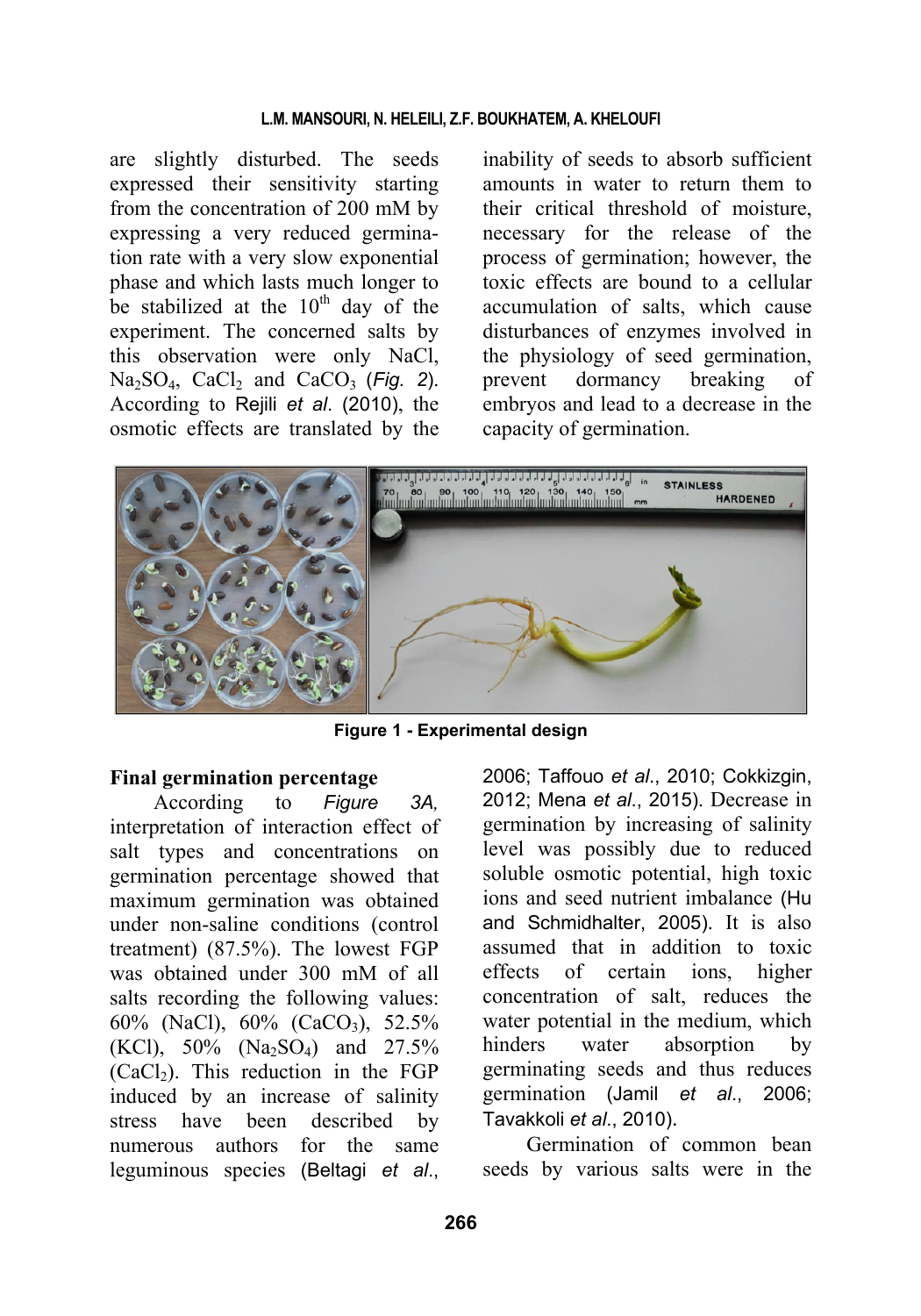are slightly disturbed. The seeds expressed their sensitivity starting from the concentration of 200 mM by expressing a very reduced germination rate with a very slow exponential phase and which lasts much longer to be stabilized at the $10^{th}$ day of the experiment. The concerned salts by this observation were only NaCl, $Na_2SO_4$, $CaCl_2$ and $CaCO_3$ (*Fig. 2*). According to Rejili *et al.* (2010), the osmotic effects are translated by the inability of seeds to absorb sufficient amounts in water to return them to their critical threshold of moisture, necessary for the release of the process of germination; however, the toxic effects are bound to a cellular accumulation of salts, which cause disturbances of enzymes involved in the physiology of seed germination, prevent dormancy breaking of embryos and lead to a decrease in the capacity of germination.

**Figure 1 - Experimental design**

**Final germination percentage**

According to *Figure 3A*, interpretation of interaction effect of salt types and concentrations on germination percentage showed that maximum germination was obtained under non-saline conditions (control treatment) (87.5%). The lowest FGP was obtained under 300 mM of all salts recording the following values: 60% (NaCl), 60% ($CaCO_3$), 52.5% (KCl), 50% ($Na_2SO_4$) and 27.5% ($CaCl_2$). This reduction in the FGP induced by an increase of salinity stress have been described by numerous authors for the same leguminous species (Beltagi *et al.*, 2006; Taffouo *et al.*, 2010; Cokkizgin, 2012; Mena *et al.*, 2015). Decrease in germination by increasing of salinity level was possibly due to reduced soluble osmotic potential, high toxic ions and seed nutrient imbalance (Hu and Schmidhalter, 2005). It is also assumed that in addition to toxic effects of certain ions, higher concentration of salt, reduces the water potential in the medium, which hinders water absorption by germinating seeds and thus reduces germination (Jamil *et al.*, 2006; Tavakkoli *et al.*, 2010).

Germination of common bean seeds by various salts were in the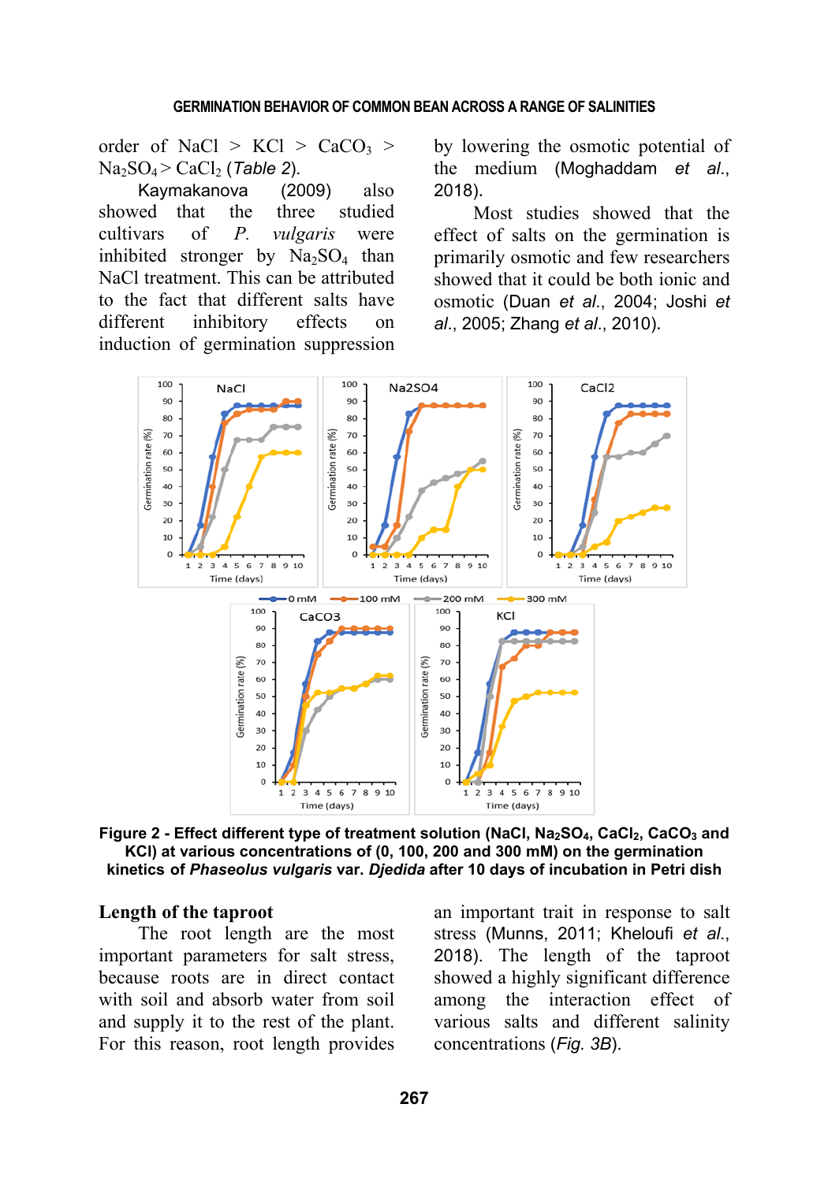order of NaCl > KCl > $CaCO_3$ > $Na_2SO_4$ > $CaCl_2$ (*Table 2*).

Kaymakanova (2009) also showed that the three studied cultivars of *P. vulgaris* were inhibited stronger by $Na_2SO_4$ than NaCl treatment. This can be attributed to the fact that different salts have different inhibitory effects on induction of germination suppression by lowering the osmotic potential of the medium (Moghaddam *et al.*, 2018).

Most studies showed that the effect of salts on the germination is primarily osmotic and few researchers showed that it could be both ionic and osmotic (Duan *et al.*, 2004; Joshi *et al.*, 2005; Zhang *et al.*, 2010).

**Figure 2 - Effect different type of treatment solution (NaCl, $Na_2SO_4$, $CaCl_2$, $CaCO_3$ and KCl) at various concentrations of (0, 100, 200 and 300 mM) on the germination kinetics of *Phaseolus vulgaris* var. *Djedida* after 10 days of incubation in Petri dish**

## Length of the taproot

The root length are the most important parameters for salt stress, because roots are in direct contact with soil and absorb water from soil and supply it to the rest of the plant. For this reason, root length provides an important trait in response to salt stress (Munns, 2011; Kheloufi *et al.*, 2018). The length of the taproot showed a highly significant difference among the interaction effect of various salts and different salinity concentrations (*Fig. 3B*).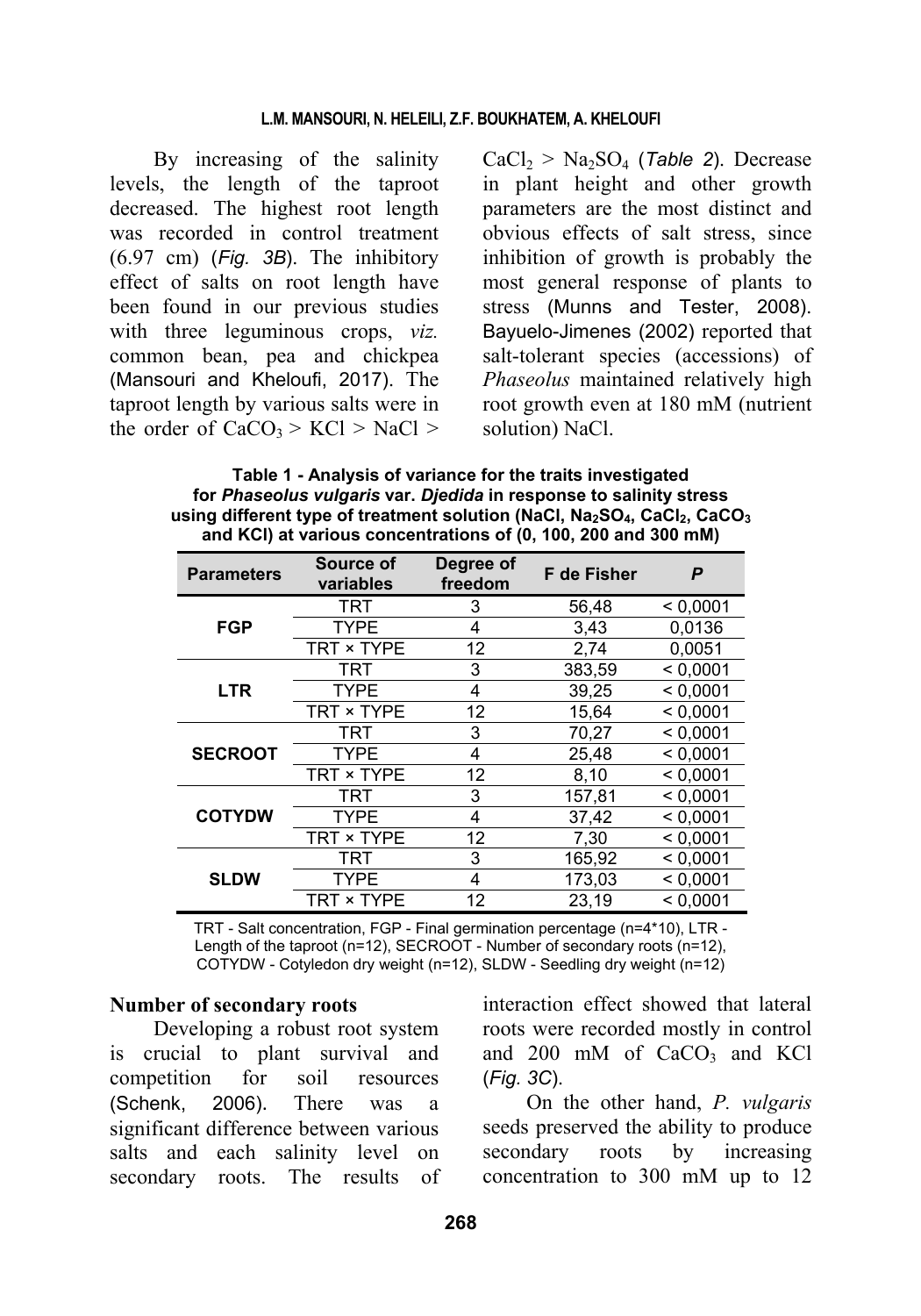By increasing of the salinity levels, the length of the taproot decreased. The highest root length was recorded in control treatment (6.97 cm) (*Fig. 3B*). The inhibitory effect of salts on root length have been found in our previous studies with three leguminous crops, *viz.* common bean, pea and chickpea (Mansouri and Kheloufi, 2017). The taproot length by various salts were in the order of $CaCO_3$ > KCl > NaCl > $CaCl_2$ > $Na_2SO_4$ (*Table 2*). Decrease in plant height and other growth parameters are the most distinct and obvious effects of salt stress, since inhibition of growth is probably the most general response of plants to stress (Munns and Tester, 2008). Bayuelo-Jimenes (2002) reported that salt-tolerant species (accessions) of *Phaseolus* maintained relatively high root growth even at 180 mM (nutrient solution) NaCl.

**Table 1 - Analysis of variance for the traits investigated for *Phaseolus vulgaris* var. *Djedida* in response to salinity stress using different type of treatment solution (NaCl, $Na_2SO_4$, $CaCl_2$, $CaCO_3$ and KCl) at various concentrations of (0, 100, 200 and 300 mM)**

| Parameters | Source of variables | Degree of freedom | F de Fisher | *P* |
|---|---|---|---|---|
| **FGP** | TRT | 3 | 56,48 | < 0,0001 |
| | TYPE | 4 | 3,43 | 0,0136 |
| | TRT × TYPE | 12 | 2,74 | 0,0051 |
| **LTR** | TRT | 3 | 383,59 | < 0,0001 |
| | TYPE | 4 | 39,25 | < 0,0001 |
| | TRT × TYPE | 12 | 15,64 | < 0,0001 |
| **SECROOT** | TRT | 3 | 70,27 | < 0,0001 |
| | TYPE | 4 | 25,48 | < 0,0001 |
| | TRT × TYPE | 12 | 8,10 | < 0,0001 |
| **COTYDW** | TRT | 3 | 157,81 | < 0,0001 |
| | TYPE | 4 | 37,42 | < 0,0001 |
| | TRT × TYPE | 12 | 7,30 | < 0,0001 |
| **SLDW** | TRT | 3 | 165,92 | < 0,0001 |
| | TYPE | 4 | 173,03 | < 0,0001 |
| | TRT × TYPE | 12 | 23,19 | < 0,0001 |

TRT - Salt concentration, FGP - Final germination percentage (n=4*10), LTR - Length of the taproot (n=12), SECROOT - Number of secondary roots (n=12), COTYDW - Cotyledon dry weight (n=12), SLDW - Seedling dry weight (n=12)

**Number of secondary roots**

Developing a robust root system is crucial to plant survival and competition for soil resources (Schenk, 2006). There was a significant difference between various salts and each salinity level on secondary roots. The results of interaction effect showed that lateral roots were recorded mostly in control and 200 mM of $CaCO_3$ and KCl (*Fig. 3C*).

On the other hand, *P. vulgaris* seeds preserved the ability to produce secondary roots by increasing concentration to 300 mM up to 12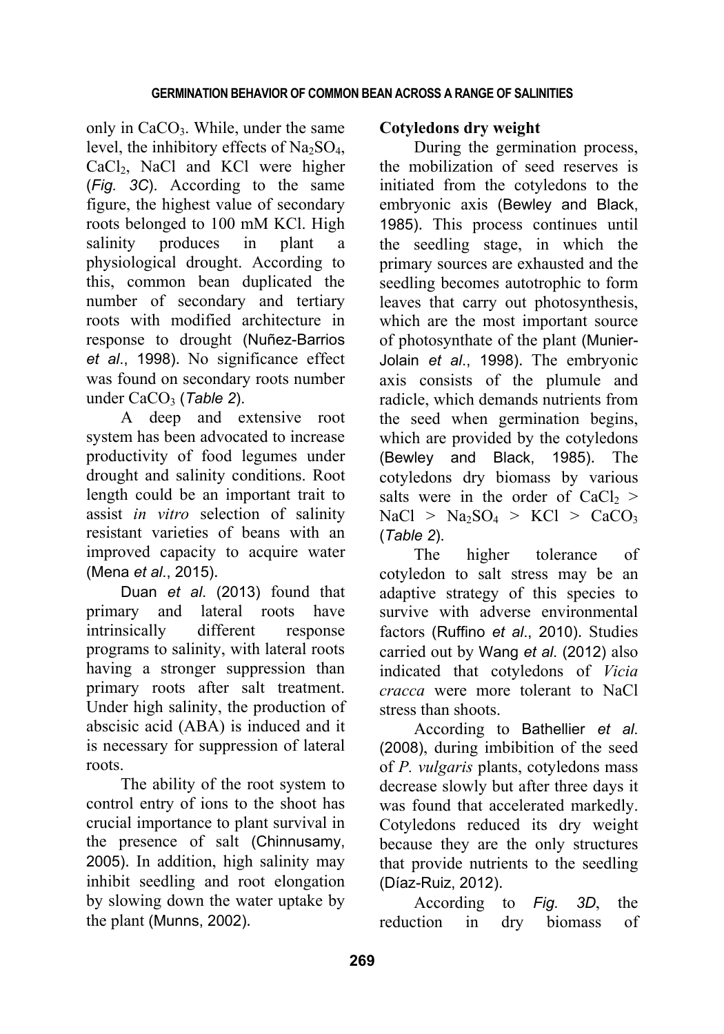only in $CaCO_3$. While, under the same level, the inhibitory effects of $Na_2SO_4$, $CaCl_2$, NaCl and KCl were higher (*Fig. 3C*). According to the same figure, the highest value of secondary roots belonged to 100 mM KCl. High salinity produces in plant a physiological drought. According to this, common bean duplicated the number of secondary and tertiary roots with modified architecture in response to drought (Nuñez-Barrios *et al*., 1998). No significance effect was found on secondary roots number under $CaCO_3$ (*Table 2*).

A deep and extensive root system has been advocated to increase productivity of food legumes under drought and salinity conditions. Root length could be an important trait to assist *in vitro* selection of salinity resistant varieties of beans with an improved capacity to acquire water (Mena *et al*., 2015).

Duan *et al*. (2013) found that primary and lateral roots have intrinsically different response programs to salinity, with lateral roots having a stronger suppression than primary roots after salt treatment. Under high salinity, the production of abscisic acid (ABA) is induced and it is necessary for suppression of lateral roots.

The ability of the root system to control entry of ions to the shoot has crucial importance to plant survival in the presence of salt (Chinnusamy, 2005). In addition, high salinity may inhibit seedling and root elongation by slowing down the water uptake by the plant (Munns, 2002).

**Cotyledons dry weight**

During the germination process, the mobilization of seed reserves is initiated from the cotyledons to the embryonic axis (Bewley and Black, 1985). This process continues until the seedling stage, in which the primary sources are exhausted and the seedling becomes autotrophic to form leaves that carry out photosynthesis, which are the most important source of photosynthate of the plant (Munier-Jolain *et al*., 1998). The embryonic axis consists of the plumule and radicle, which demands nutrients from the seed when germination begins, which are provided by the cotyledons (Bewley and Black, 1985). The cotyledons dry biomass by various salts were in the order of $CaCl_2$ > NaCl > $Na_2SO_4$ > KCl > $CaCO_3$ (*Table 2*).

The higher tolerance of cotyledon to salt stress may be an adaptive strategy of this species to survive with adverse environmental factors (Ruffino *et al*., 2010). Studies carried out by Wang *et al*. (2012) also indicated that cotyledons of *Vicia cracca* were more tolerant to NaCl stress than shoots.

According to Bathellier *et al*. (2008), during imbibition of the seed of *P. vulgaris* plants, cotyledons mass decrease slowly but after three days it was found that accelerated markedly. Cotyledons reduced its dry weight because they are the only structures that provide nutrients to the seedling (Díaz-Ruiz, 2012).

According to *Fig. 3D*, the reduction in dry biomass of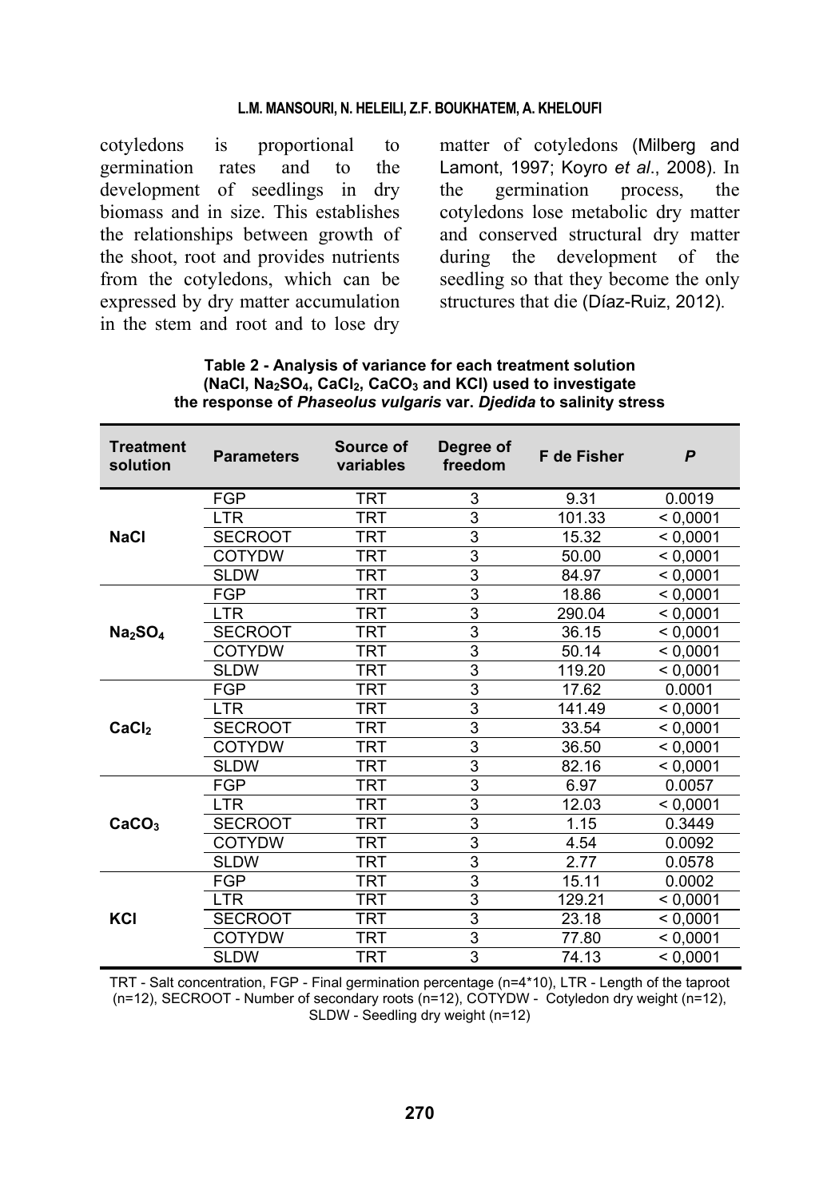cotyledons is proportional to germination rates and to the development of seedlings in dry biomass and in size. This establishes the relationships between growth of the shoot, root and provides nutrients from the cotyledons, which can be expressed by dry matter accumulation in the stem and root and to lose dry matter of cotyledons (Milberg and Lamont, 1997; Koyro *et al*., 2008). In the germination process, the cotyledons lose metabolic dry matter and conserved structural dry matter during the development of the seedling so that they become the only structures that die (Díaz-Ruiz, 2012).

**Table 2 - Analysis of variance for each treatment solution ($NaCl$, $Na_2SO_4$, $CaCl_2$, $CaCO_3$ and $KCl$) used to investigate the response of *Phaseolus vulgaris* var. *Djedida* to salinity stress**

| Treatment solution | Parameters | Source of variables | Degree of freedom | F de Fisher | *P* |
|---|---|---|---|---|---|
| **NaCl** | FGP | TRT | 3 | 9.31 | 0.0019 |
| | LTR | TRT | 3 | 101.33 | < 0,0001 |
| | SECROOT | TRT | 3 | 15.32 | < 0,0001 |
| | COTYDW | TRT | 3 | 50.00 | < 0,0001 |
| | SLDW | TRT | 3 | 84.97 | < 0,0001 |
| **$Na_2SO_4$** | FGP | TRT | 3 | 18.86 | < 0,0001 |
| | LTR | TRT | 3 | 290.04 | < 0,0001 |
| | SECROOT | TRT | 3 | 36.15 | < 0,0001 |
| | COTYDW | TRT | 3 | 50.14 | < 0,0001 |
| | SLDW | TRT | 3 | 119.20 | < 0,0001 |
| **$CaCl_2$** | FGP | TRT | 3 | 17.62 | 0.0001 |
| | LTR | TRT | 3 | 141.49 | < 0,0001 |
| | SECROOT | TRT | 3 | 33.54 | < 0,0001 |
| | COTYDW | TRT | 3 | 36.50 | < 0,0001 |
| | SLDW | TRT | 3 | 82.16 | < 0,0001 |
| **$CaCO_3$** | FGP | TRT | 3 | 6.97 | 0.0057 |
| | LTR | TRT | 3 | 12.03 | < 0,0001 |
| | SECROOT | TRT | 3 | 1.15 | 0.3449 |
| | COTYDW | TRT | 3 | 4.54 | 0.0092 |
| | SLDW | TRT | 3 | 2.77 | 0.0578 |
| **KCl** | FGP | TRT | 3 | 15.11 | 0.0002 |
| | LTR | TRT | 3 | 129.21 | < 0,0001 |
| | SECROOT | TRT | 3 | 23.18 | < 0,0001 |
| | COTYDW | TRT | 3 | 77.80 | < 0,0001 |
| | SLDW | TRT | 3 | 74.13 | < 0,0001 |

TRT - Salt concentration, FGP - Final germination percentage (n=4*10), LTR - Length of the taproot (n=12), SECROOT - Number of secondary roots (n=12), COTYDW - Cotyledon dry weight (n=12), SLDW - Seedling dry weight (n=12)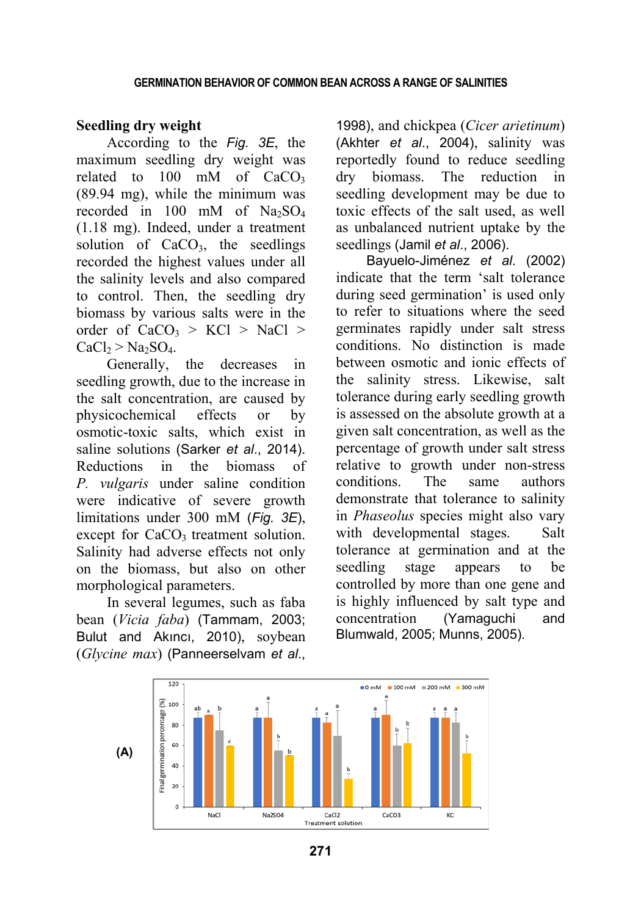### Seedling dry weight

According to the *Fig. 3E*, the maximum seedling dry weight was related to 100 mM of $CaCO_3$ (89.94 mg), while the minimum was recorded in 100 mM of $Na_2SO_4$ (1.18 mg). Indeed, under a treatment solution of $CaCO_3$, the seedlings recorded the highest values under all the salinity levels and also compared to control. Then, the seedling dry biomass by various salts were in the order of $CaCO_3$ > KCl > NaCl > $CaCl_2$ > $Na_2SO_4$.

Generally, the decreases in seedling growth, due to the increase in the salt concentration, are caused by physicochemical effects or by osmotic-toxic salts, which exist in saline solutions (Sarker *et al*., 2014). Reductions in the biomass of *P. vulgaris* under saline condition were indicative of severe growth limitations under 300 mM (*Fig. 3E*), except for $CaCO_3$ treatment solution. Salinity had adverse effects not only on the biomass, but also on other morphological parameters.

In several legumes, such as faba bean (*Vicia faba*) (Tammam, 2003; Bulut and Akıncı, 2010), soybean (*Glycine max*) (Panneerselvam *et al*., 1998), and chickpea (*Cicer arietinum*) (Akhter *et al*., 2004), salinity was reportedly found to reduce seedling dry biomass. The reduction in seedling development may be due to toxic effects of the salt used, as well as unbalanced nutrient uptake by the seedlings (Jamil *et al*., 2006).

Bayuelo-Jiménez *et al*. (2002) indicate that the term 'salt tolerance during seed germination' is used only to refer to situations where the seed germinates rapidly under salt stress conditions. No distinction is made between osmotic and ionic effects of the salinity stress. Likewise, salt tolerance during early seedling growth is assessed on the absolute growth at a given salt concentration, as well as the percentage of growth under salt stress relative to growth under non-stress conditions. The same authors demonstrate that tolerance to salinity in *Phaseolus* species might also vary with developmental stages. Salt tolerance at germination and at the seedling stage appears to be controlled by more than one gene and is highly influenced by salt type and concentration (Yamaguchi and Blumwald, 2005; Munns, 2005).

(A)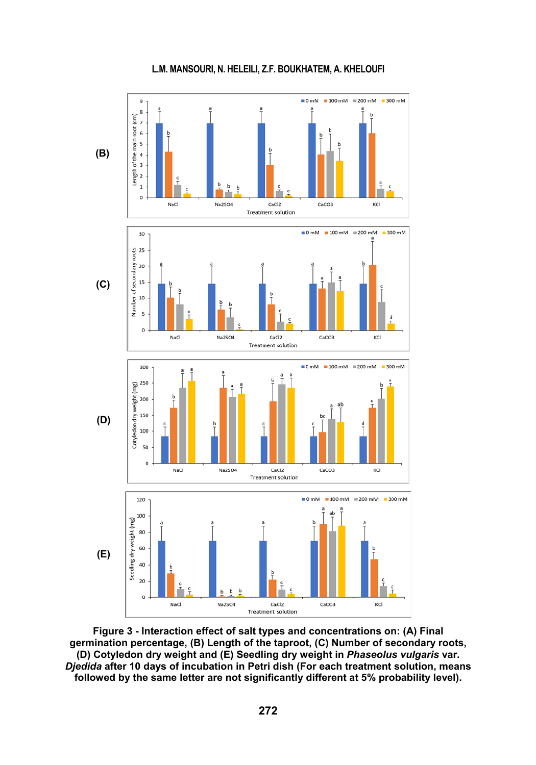**Figure 3 - Interaction effect of salt types and concentrations on: (A) Final germination percentage, (B) Length of the taproot, (C) Number of secondary roots, (D) Cotyledon dry weight and (E) Seedling dry weight in *Phaseolus vulgaris* var. *Djedida* after 10 days of incubation in Petri dish (For each treatment solution, means followed by the same letter are not significantly different at 5% probability level).**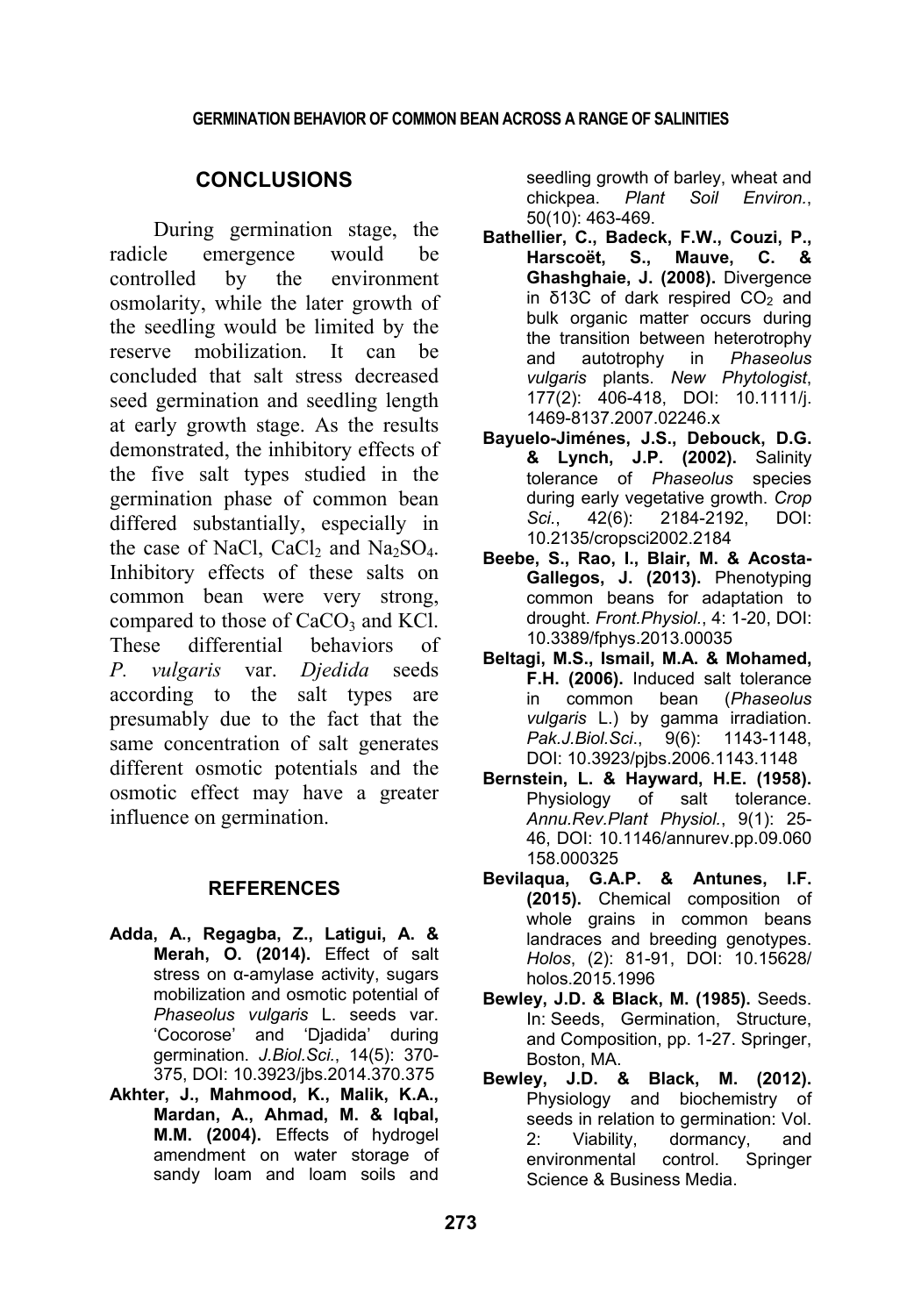## CONCLUSIONS

During germination stage, the radicle emergence would be controlled by the environment osmolarity, while the later growth of the seedling would be limited by the reserve mobilization. It can be concluded that salt stress decreased seed germination and seedling length at early growth stage. As the results demonstrated, the inhibitory effects of the five salt types studied in the germination phase of common bean differed substantially, especially in the case of NaCl, $CaCl_2$ and $Na_2SO_4$. Inhibitory effects of these salts on common bean were very strong, compared to those of $CaCO_3$ and KCl. These differential behaviors of *P. vulgaris* var. *Djedida* seeds according to the salt types are presumably due to the fact that the same concentration of salt generates different osmotic potentials and the osmotic effect may have a greater influence on germination.

## REFERENCES

**Adda, A., Regagba, Z., Latigui, A. & Merah, O. (2014).** Effect of salt stress on α-amylase activity, sugars mobilization and osmotic potential of *Phaseolus vulgaris* L. seeds var. 'Cocorose' and 'Djadida' during germination. *J.Biol.Sci.*, 14(5): 370-375, DOI: 10.3923/jbs.2014.370.375

**Akhter, J., Mahmood, K., Malik, K.A., Mardan, A., Ahmad, M. & Iqbal, M.M. (2004).** Effects of hydrogel amendment on water storage of sandy loam and loam soils and seedling growth of barley, wheat and chickpea. *Plant Soil Environ.*, 50(10): 463-469.

**Bathellier, C., Badeck, F.W., Couzi, P., Harscoët, S., Mauve, C. & Ghashghaie, J. (2008).** Divergence in δ13C of dark respired $CO_2$ and bulk organic matter occurs during the transition between heterotrophy and autotrophy in *Phaseolus vulgaris* plants. *New Phytologist*, 177(2): 406-418, DOI: 10.1111/j.1469-8137.2007.02246.x

**Bayuelo-Jiménes, J.S., Debouck, D.G. & Lynch, J.P. (2002).** Salinity tolerance of *Phaseolus* species during early vegetative growth. *Crop Sci.*, 42(6): 2184-2192, DOI: 10.2135/cropsci2002.2184

**Beebe, S., Rao, I., Blair, M. & Acosta-Gallegos, J. (2013).** Phenotyping common beans for adaptation to drought. *Front.Physiol.*, 4: 1-20, DOI: 10.3389/fphys.2013.00035

**Beltagi, M.S., Ismail, M.A. & Mohamed, F.H. (2006).** Induced salt tolerance in common bean (*Phaseolus vulgaris* L.) by gamma irradiation. *Pak.J.Biol.Sci.*, 9(6): 1143-1148, DOI: 10.3923/pjbs.2006.1143.1148

**Bernstein, L. & Hayward, H.E. (1958).** Physiology of salt tolerance. *Annu.Rev.Plant Physiol.*, 9(1): 25-46, DOI: 10.1146/annurev.pp.09.060158.000325

**Bevilaqua, G.A.P. & Antunes, I.F. (2015).** Chemical composition of whole grains in common beans landraces and breeding genotypes. *Holos*, (2): 81-91, DOI: 10.15628/holos.2015.1996

**Bewley, J.D. & Black, M. (1985).** Seeds. In: Seeds, Germination, Structure, and Composition, pp. 1-27. Springer, Boston, MA.

**Bewley, J.D. & Black, M. (2012).** Physiology and biochemistry of seeds in relation to germination: Vol. 2: Viability, dormancy, and environmental control. Springer Science & Business Media.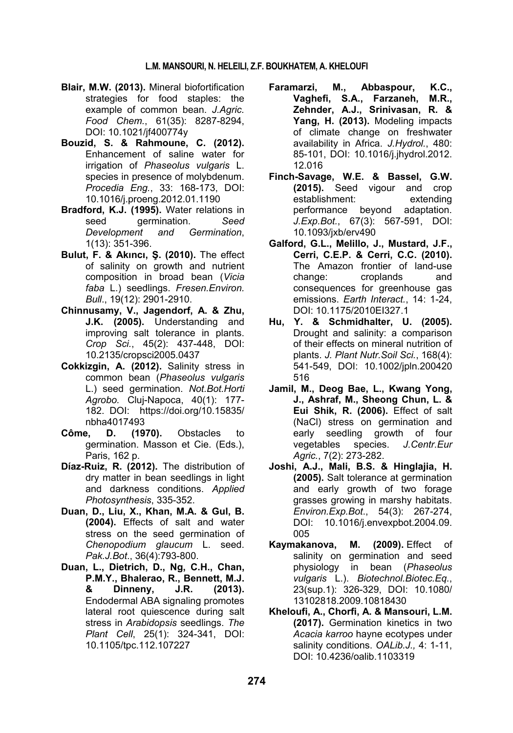**Blair, M.W. (2013).** Mineral biofortification strategies for food staples: the example of common bean. *J.Agric. Food Chem.*, 61(35): 8287-8294, DOI: 10.1021/jf400774y

**Bouzid, S. & Rahmoune, C. (2012).** Enhancement of saline water for irrigation of *Phaseolus vulgaris* L. species in presence of molybdenum. *Procedia Eng.*, 33: 168-173, DOI: 10.1016/j.proeng.2012.01.1190

**Bradford, K.J. (1995).** Water relations in seed germination. *Seed Development and Germination*, 1(13): 351-396.

**Bulut, F. & Akıncı, Ş. (2010).** The effect of salinity on growth and nutrient composition in broad bean (*Vicia faba* L.) seedlings. *Fresen.Environ. Bull.*, 19(12): 2901-2910.

**Chinnusamy, V., Jagendorf, A. & Zhu, J.K. (2005).** Understanding and improving salt tolerance in plants. *Crop Sci.*, 45(2): 437-448, DOI: 10.2135/cropsci2005.0437

**Cokkizgin, A. (2012).** Salinity stress in common bean (*Phaseolus vulgaris* L.) seed germination. *Not.Bot.Horti Agrobo.* Cluj-Napoca, 40(1): 177-182. DOI: https://doi.org/10.15835/nbha4017493

**Côme, D. (1970).** Obstacles to germination. Masson et Cie. (Eds.), Paris, 162 p.

**Díaz-Ruiz, R. (2012).** The distribution of dry matter in bean seedlings in light and darkness conditions. *Applied Photosynthesis*, 335-352.

**Duan, D., Liu, X., Khan, M.A. & Gul, B. (2004).** Effects of salt and water stress on the seed germination of *Chenopodium glaucum* L. seed. *Pak.J.Bot.*, 36(4):793-800.

**Duan, L., Dietrich, D., Ng, C.H., Chan, P.M.Y., Bhalerao, R., Bennett, M.J. & Dinneny, J.R. (2013).** Endodermal ABA signaling promotes lateral root quiescence during salt stress in *Arabidopsis* seedlings. *The Plant Cell*, 25(1): 324-341, DOI: 10.1105/tpc.112.107227

**Faramarzi, M., Abbaspour, K.C., Vaghefi, S.A., Farzaneh, M.R., Zehnder, A.J., Srinivasan, R. & Yang, H. (2013).** Modeling impacts of climate change on freshwater availability in Africa. *J.Hydrol.*, 480: 85-101, DOI: 10.1016/j.jhydrol.2012.12.016

**Finch-Savage, W.E. & Bassel, G.W. (2015).** Seed vigour and crop establishment: extending performance beyond adaptation. *J.Exp.Bot.*, 67(3): 567-591, DOI: 10.1093/jxb/erv490

**Galford, G.L., Melillo, J., Mustard, J.F., Cerri, C.E.P. & Cerri, C.C. (2010).** The Amazon frontier of land-use change: croplands and consequences for greenhouse gas emissions. *Earth Interact.*, 14: 1-24, DOI: 10.1175/2010EI327.1

**Hu, Y. & Schmidhalter, U. (2005).** Drought and salinity: a comparison of their effects on mineral nutrition of plants. *J. Plant Nutr.Soil Sci.*, 168(4): 541-549, DOI: 10.1002/jpln.200420516

**Jamil, M., Deog Bae, L., Kwang Yong, J., Ashraf, M., Sheong Chun, L. & Eui Shik, R. (2006).** Effect of salt (NaCl) stress on germination and early seedling growth of four vegetables species. *J.Centr.Eur Agric.*, 7(2): 273-282.

**Joshi, A.J., Mali, B.S. & Hinglajia, H. (2005).** Salt tolerance at germination and early growth of two forage grasses growing in marshy habitats. *Environ.Exp.Bot.*, 54(3): 267-274, DOI: 10.1016/j.envexpbot.2004.09.005

**Kaymakanova, M. (2009).** Effect of salinity on germination and seed physiology in bean (*Phaseolus vulgaris* L.). *Biotechnol.Biotec.Eq.*, 23(sup.1): 326-329, DOI: 10.1080/13102818.2009.10818430

**Kheloufi, A., Chorfi, A. & Mansouri, L.M. (2017).** Germination kinetics in two *Acacia karroo* hayne ecotypes under salinity conditions. *OALib.J.,* 4: 1-11, DOI: 10.4236/oalib.1103319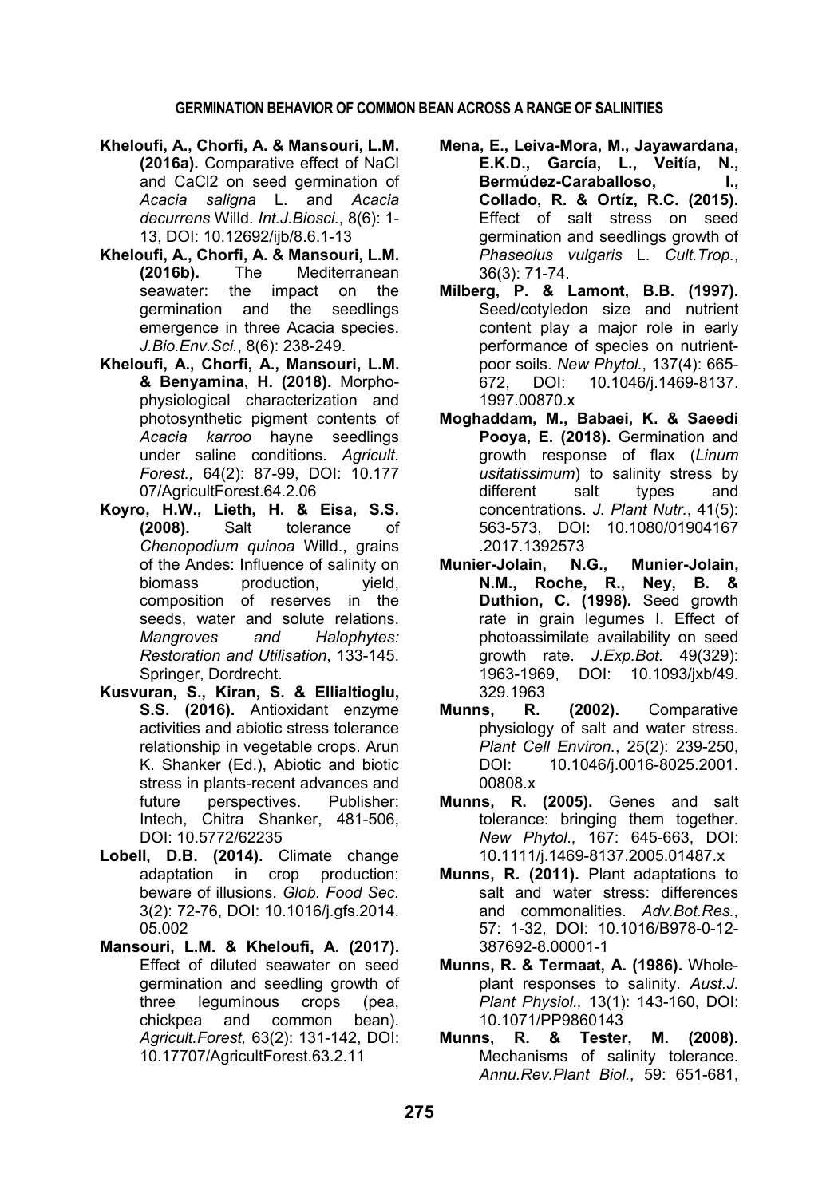**Kheloufi, A., Chorfi, A. & Mansouri, L.M. (2016a).** Comparative effect of NaCl and CaCl2 on seed germination of *Acacia saligna* L. and *Acacia decurrens* Willd. *Int.J.Biosci.*, 8(6): 1-13, DOI: 10.12692/ijb/8.6.1-13

**Kheloufi, A., Chorfi, A. & Mansouri, L.M. (2016b).** The Mediterranean seawater: the impact on the germination and the seedlings emergence in three Acacia species. *J.Bio.Env.Sci.*, 8(6): 238-249.

**Kheloufi, A., Chorfi, A., Mansouri, L.M. & Benyamina, H. (2018).** Morpho-physiological characterization and photosynthetic pigment contents of *Acacia karroo* hayne seedlings under saline conditions. *Agricult. Forest.,* 64(2): 87-99, DOI: 10.17707/AgricultForest.64.2.06

**Koyro, H.W., Lieth, H. & Eisa, S.S. (2008).** Salt tolerance of *Chenopodium quinoa* Willd., grains of the Andes: Influence of salinity on biomass production, yield, composition of reserves in the seeds, water and solute relations. *Mangroves and Halophytes: Restoration and Utilisation*, 133-145. Springer, Dordrecht.

**Kusvuran, S., Kiran, S. & Ellialtioglu, S.S. (2016).** Antioxidant enzyme activities and abiotic stress tolerance relationship in vegetable crops. Arun K. Shanker (Ed.), Abiotic and biotic stress in plants-recent advances and future perspectives. Publisher: Intech, Chitra Shanker, 481-506, DOI: 10.5772/62235

**Lobell, D.B. (2014).** Climate change adaptation in crop production: beware of illusions. *Glob. Food Sec.* 3(2): 72-76, DOI: 10.1016/j.gfs.2014.05.002

**Mansouri, L.M. & Kheloufi, A. (2017).** Effect of diluted seawater on seed germination and seedling growth of three leguminous crops (pea, chickpea and common bean). *Agricult.Forest,* 63(2): 131-142, DOI: 10.17707/AgricultForest.63.2.11

**Mena, E., Leiva-Mora, M., Jayawardana, E.K.D., García, L., Veitía, N., Bermúdez-Caraballoso, I., Collado, R. & Ortíz, R.C. (2015).** Effect of salt stress on seed germination and seedlings growth of *Phaseolus vulgaris* L. *Cult.Trop.*, 36(3): 71-74.

**Milberg, P. & Lamont, B.B. (1997).** Seed/cotyledon size and nutrient content play a major role in early performance of species on nutrient-poor soils. *New Phytol.*, 137(4): 665-672, DOI: 10.1046/j.1469-8137.1997.00870.x

**Moghaddam, M., Babaei, K. & Saeedi Pooya, E. (2018).** Germination and growth response of flax (*Linum usitatissimum*) to salinity stress by different salt types and concentrations. *J. Plant Nutr.*, 41(5): 563-573, DOI: 10.1080/01904167.2017.1392573

**Munier-Jolain, N.G., Munier-Jolain, N.M., Roche, R., Ney, B. & Duthion, C. (1998).** Seed growth rate in grain legumes I. Effect of photoassimilate availability on seed growth rate. *J.Exp.Bot.* 49(329): 1963-1969, DOI: 10.1093/jxb/49.329.1963

**Munns, R. (2002).** Comparative physiology of salt and water stress. *Plant Cell Environ.*, 25(2): 239-250, DOI: 10.1046/j.0016-8025.2001.00808.x

**Munns, R. (2005).** Genes and salt tolerance: bringing them together. *New Phytol.*, 167: 645-663, DOI: 10.1111/j.1469-8137.2005.01487.x

**Munns, R. (2011).** Plant adaptations to salt and water stress: differences and commonalities. *Adv.Bot.Res.,* 57: 1-32, DOI: 10.1016/B978-0-12-387692-8.00001-1

**Munns, R. & Termaat, A. (1986).** Whole-plant responses to salinity. *Aust.J. Plant Physiol.,* 13(1): 143-160, DOI: 10.1071/PP9860143

**Munns, R. & Tester, M. (2008).** Mechanisms of salinity tolerance. *Annu.Rev.Plant Biol.*, 59: 651-681,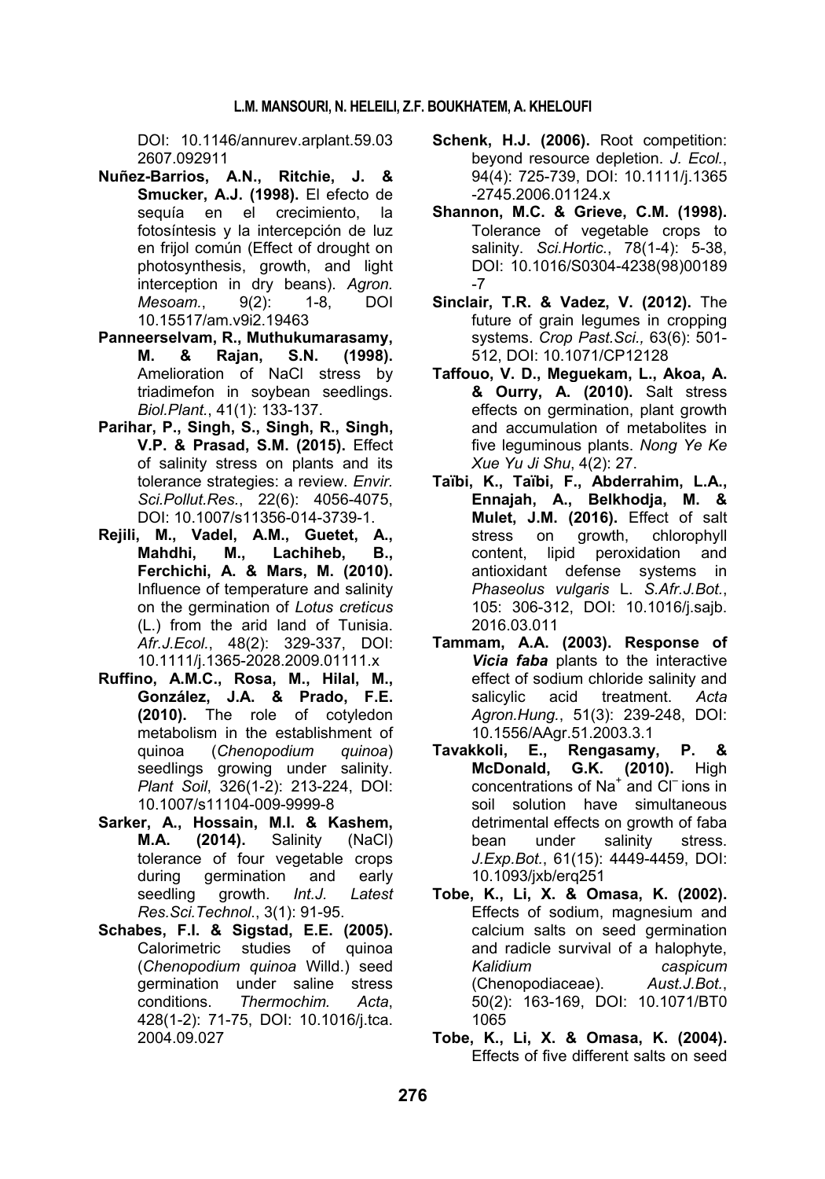DOI: 10.1146/annurev.arplant.59.032607.092911

**Nuñez-Barrios, A.N., Ritchie, J. & Smucker, A.J. (1998).** El efecto de sequía en el crecimiento, la fotosíntesis y la intercepción de luz en frijol común (Effect of drought on photosynthesis, growth, and light interception in dry beans). *Agron. Mesoam.*, 9(2): 1-8, DOI 10.15517/am.v9i2.19463

**Panneerselvam, R., Muthukumarasamy, M. & Rajan, S.N. (1998).** Amelioration of NaCl stress by triadimefon in soybean seedlings. *Biol.Plant.*, 41(1): 133-137.

**Parihar, P., Singh, S., Singh, R., Singh, V.P. & Prasad, S.M. (2015).** Effect of salinity stress on plants and its tolerance strategies: a review. *Envir. Sci.Pollut.Res.*, 22(6): 4056-4075, DOI: 10.1007/s11356-014-3739-1.

**Rejili, M., Vadel, A.M., Guetet, A., Mahdhi, M., Lachiheb, B., Ferchichi, A. & Mars, M. (2010).** Influence of temperature and salinity on the germination of *Lotus creticus* (L.) from the arid land of Tunisia. *Afr.J.Ecol.*, 48(2): 329-337, DOI: 10.1111/j.1365-2028.2009.01111.x

**Ruffino, A.M.C., Rosa, M., Hilal, M., González, J.A. & Prado, F.E. (2010).** The role of cotyledon metabolism in the establishment of quinoa (*Chenopodium quinoa*) seedlings growing under salinity. *Plant Soil*, 326(1-2): 213-224, DOI: 10.1007/s11104-009-9999-8

**Sarker, A., Hossain, M.I. & Kashem, M.A. (2014).** Salinity (NaCl) tolerance of four vegetable crops during germination and early seedling growth. *Int.J. Latest Res.Sci.Technol.*, 3(1): 91-95.

**Schabes, F.I. & Sigstad, E.E. (2005).** Calorimetric studies of quinoa (*Chenopodium quinoa* Willd.) seed germination under saline stress conditions. *Thermochim. Acta*, 428(1-2): 71-75, DOI: 10.1016/j.tca.2004.09.027

**Schenk, H.J. (2006).** Root competition: beyond resource depletion. *J. Ecol.*, 94(4): 725-739, DOI: 10.1111/j.1365-2745.2006.01124.x

**Shannon, M.C. & Grieve, C.M. (1998).** Tolerance of vegetable crops to salinity. *Sci.Hortic.*, 78(1-4): 5-38, DOI: 10.1016/S0304-4238(98)00189-7

**Sinclair, T.R. & Vadez, V. (2012).** The future of grain legumes in cropping systems. *Crop Past.Sci.,* 63(6): 501-512, DOI: 10.1071/CP12128

**Taffouo, V. D., Meguekam, L., Akoa, A. & Ourry, A. (2010).** Salt stress effects on germination, plant growth and accumulation of metabolites in five leguminous plants. *Nong Ye Ke Xue Yu Ji Shu*, 4(2): 27.

**Taïbi, K., Taïbi, F., Abderrahim, L.A., Ennajah, A., Belkhodja, M. & Mulet, J.M. (2016).** Effect of salt stress on growth, chlorophyll content, lipid peroxidation and antioxidant defense systems in *Phaseolus vulgaris* L. *S.Afr.J.Bot.*, 105: 306-312, DOI: 10.1016/j.sajb.2016.03.011

**Tammam, A.A. (2003). Response of *Vicia faba* plants** to the interactive effect of sodium chloride salinity and salicylic acid treatment. *Acta Agron.Hung.*, 51(3): 239-248, DOI: 10.1556/AAgr.51.2003.3.1

**Tavakkoli, E., Rengasamy, P. & McDonald, G.K. (2010).** High concentrations of $Na^+$ and $Cl^-$ ions in soil solution have simultaneous detrimental effects on growth of faba bean under salinity stress. *J.Exp.Bot.*, 61(15): 4449-4459, DOI: 10.1093/jxb/erq251

**Tobe, K., Li, X. & Omasa, K. (2002).** Effects of sodium, magnesium and calcium salts on seed germination and radicle survival of a halophyte, *Kalidium caspicum* (Chenopodiaceae). *Aust.J.Bot.*, 50(2): 163-169, DOI: 10.1071/BT01065

**Tobe, K., Li, X. & Omasa, K. (2004).** Effects of five different salts on seed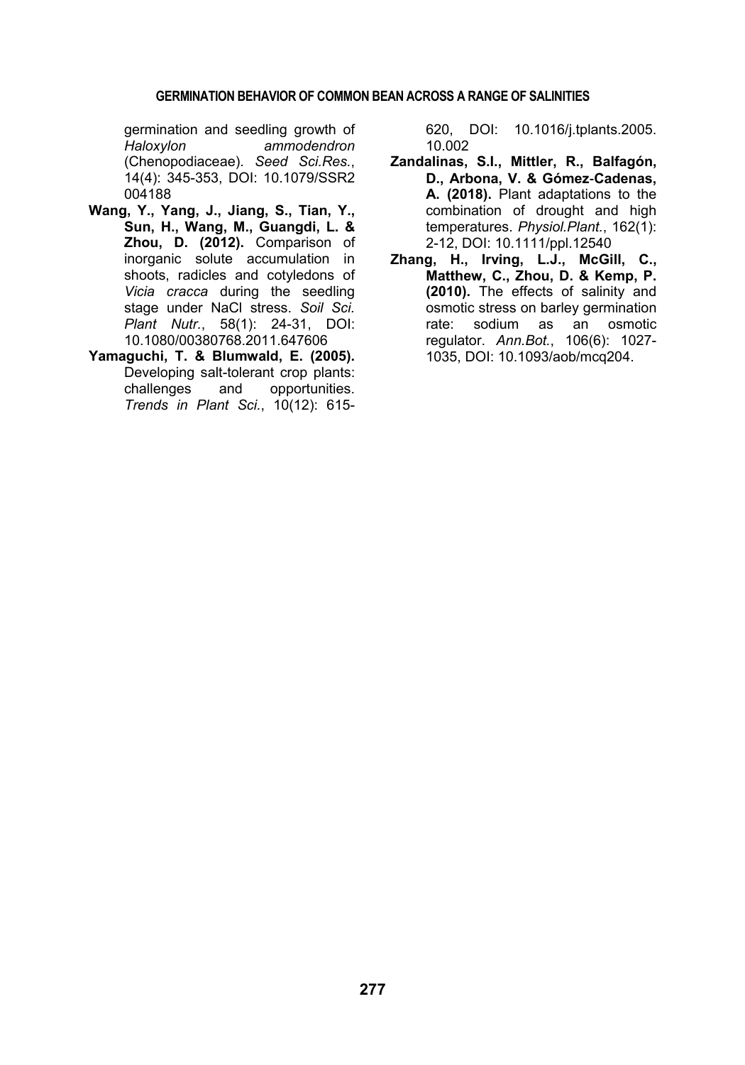germination and seedling growth of *Haloxylon ammodendron* (Chenopodiaceae). *Seed Sci.Res*., 14(4): 345-353, DOI: 10.1079/SSR2004188

**Wang, Y., Yang, J., Jiang, S., Tian, Y., Sun, H., Wang, M., Guangdi, L. & Zhou, D. (2012).** Comparison of inorganic solute accumulation in shoots, radicles and cotyledons of *Vicia cracca* during the seedling stage under NaCl stress. *Soil Sci. Plant Nutr*., 58(1): 24-31, DOI: 10.1080/00380768.2011.647606

**Yamaguchi, T. & Blumwald, E. (2005).** Developing salt-tolerant crop plants: challenges and opportunities. *Trends in Plant Sci*., 10(12): 615-620, DOI: 10.1016/j.tplants.2005.10.002

**Zandalinas, S.I., Mittler, R., Balfagón, D., Arbona, V. & Gómez-Cadenas, A. (2018).** Plant adaptations to the combination of drought and high temperatures. *Physiol.Plant*., 162(1): 2-12, DOI: 10.1111/ppl.12540

**Zhang, H., Irving, L.J., McGill, C., Matthew, C., Zhou, D. & Kemp, P. (2010).** The effects of salinity and osmotic stress on barley germination rate: sodium as an osmotic regulator. *Ann.Bot*., 106(6): 1027-1035, DOI: 10.1093/aob/mcq204.